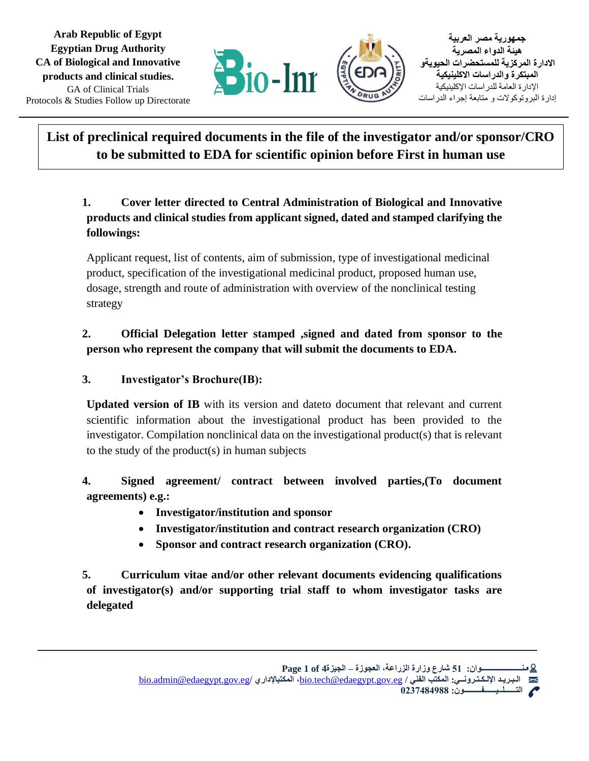Arab Republic of Egypt
**Egyptian Drug Authority**
**CA of Biological and Innovative products and clinical studies.**
GA of Clinical Trials
Protocols & Studies Follow up Directorate

**جمهورية مصر العربية**
**هيئة الدواء المصرية**
**الادارة المركزية للمستحضرات الحيويةو المبتكرة والدراسات الاكلينيكية**
الإدارة العامة للدراسات الإكلينيكية
إدارة البروتوكولات و متابعة إجراء الدراسات

# List of preclinical required documents in the file of the investigator and/or sponsor/CRO to be submitted to EDA for scientific opinion before First in human use

**1. Cover letter directed to Central Administration of Biological and Innovative products and clinical studies from applicant signed, dated and stamped clarifying the followings:**

Applicant request, list of contents, aim of submission, type of investigational medicinal product, specification of the investigational medicinal product, proposed human use, dosage, strength and route of administration with overview of the nonclinical testing strategy

**2. Official Delegation letter stamped ,signed and dated from sponsor to the person who represent the company that will submit the documents to EDA.**

**3. Investigator's Brochure(IB):**

**Updated version of IB** with its version and dateto document that relevant and current scientific information about the investigational product has been provided to the investigator. Compilation nonclinical data on the investigational product(s) that is relevant to the study of the product(s) in human subjects

**4. Signed agreement/ contract between involved parties,(To document agreements) e.g.:**

- **Investigator/institution and sponsor**
- **Investigator/institution and contract research organization (CRO)**
- **Sponsor and contract research organization (CRO).**

**5. Curriculum vitae and/or other relevant documents evidencing qualifications of investigator(s) and/or supporting trial staff to whom investigator tasks are delegated**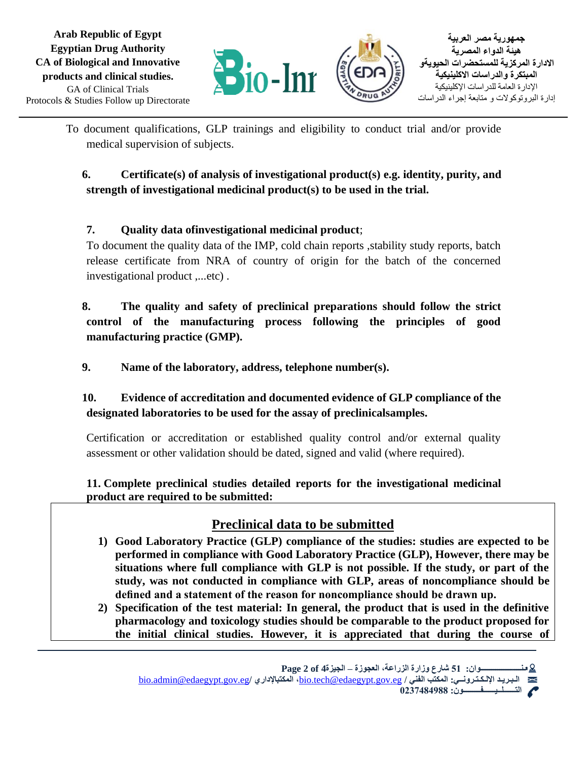To document qualifications, GLP trainings and eligibility to conduct trial and/or provide medical supervision of subjects.

**6. Certificate(s) of analysis of investigational product(s) e.g. identity, purity, and strength of investigational medicinal product(s) to be used in the trial.**

**7. Quality data ofinvestigational medicinal product**;

To document the quality data of the IMP, cold chain reports ,stability study reports, batch release certificate from NRA of country of origin for the batch of the concerned investigational product ,...etc) .

**8. The quality and safety of preclinical preparations should follow the strict control of the manufacturing process following the principles of good manufacturing practice (GMP).**

**9. Name of the laboratory, address, telephone number(s).**

**10. Evidence of accreditation and documented evidence of GLP compliance of the designated laboratories to be used for the assay of preclinicalsamples.**

Certification or accreditation or established quality control and/or external quality assessment or other validation should be dated, signed and valid (where required).

**11. Complete preclinical studies detailed reports for the investigational medicinal product are required to be submitted:**

## Preclinical data to be submitted

1) **Good Laboratory Practice (GLP) compliance of the studies: studies are expected to be performed in compliance with Good Laboratory Practice (GLP), However, there may be situations where full compliance with GLP is not possible. If the study, or part of the study, was not conducted in compliance with GLP, areas of noncompliance should be defined and a statement of the reason for noncompliance should be drawn up.**
2) **Specification of the test material: In general, the product that is used in the definitive pharmacology and toxicology studies should be comparable to the product proposed for the initial clinical studies. However, it is appreciated that during the course of**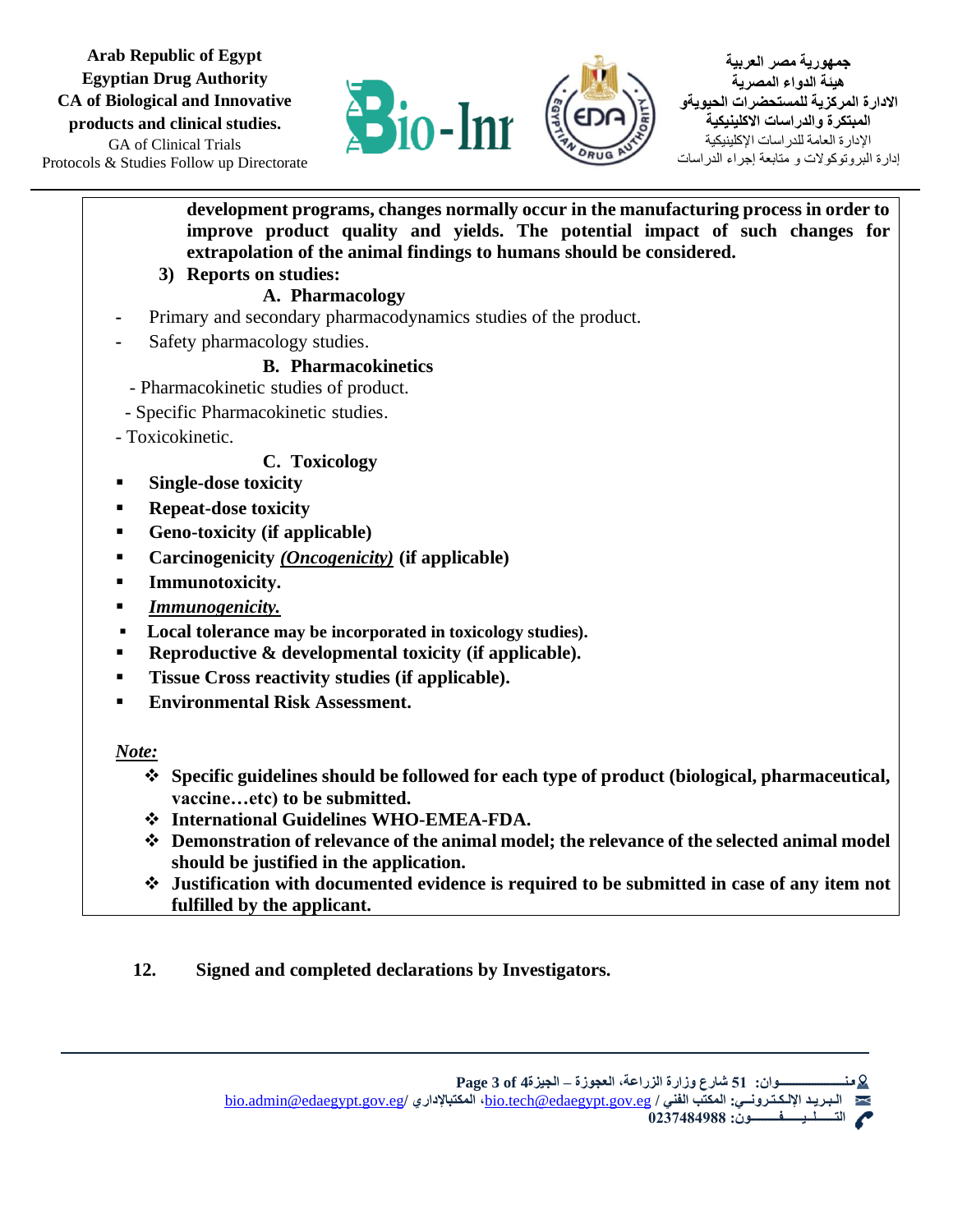**development programs, changes normally occur in the manufacturing process in order to improve product quality and yields. The potential impact of such changes for extrapolation of the animal findings to humans should be considered.**

**3) Reports on studies:**

**A. Pharmacology**

- Primary and secondary pharmacodynamics studies of the product.
- Safety pharmacology studies.

**B. Pharmacokinetics**

- Pharmacokinetic studies of product.
- Specific Pharmacokinetic studies.
- Toxicokinetic.

**C. Toxicology**

- **Single-dose toxicity**
- **Repeat-dose toxicity**
- **Geno-toxicity (if applicable)**
- **Carcinogenicity *<u>(Oncogenicity)</u>* (if applicable)**
- **Immunotoxicity.**
- ***<u>Immunogenicity.</u>***
- **Local tolerance may be incorporated in toxicology studies).**
- **Reproductive & developmental toxicity (if applicable).**
- **Tissue Cross reactivity studies (if applicable).**
- **Environmental Risk Assessment.**

***<u>Note:</u>***

- **Specific guidelines should be followed for each type of product (biological, pharmaceutical, vaccine…etc) to be submitted.**
- **International Guidelines WHO-EMEA-FDA.**
- **Demonstration of relevance of the animal model; the relevance of the selected animal model should be justified in the application.**
- **Justification with documented evidence is required to be submitted in case of any item not fulfilled by the applicant.**

**12. Signed and completed declarations by Investigators.**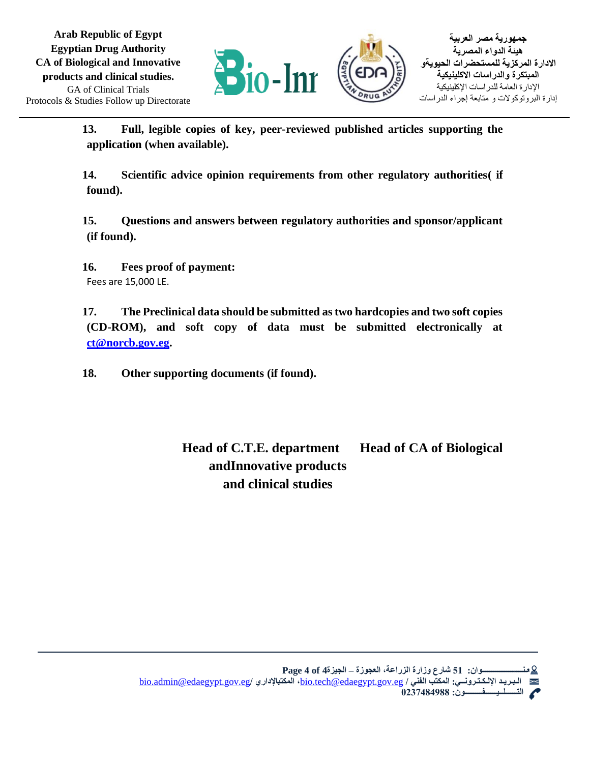13. **Full, legible copies of key, peer-reviewed published articles supporting the application (when available).**

14. **Scientific advice opinion requirements from other regulatory authorities( if found).**

15. **Questions and answers between regulatory authorities and sponsor/applicant (if found).**

16. **Fees proof of payment:**
    Fees are 15,000 LE.

17. **The Preclinical data should be submitted as two hardcopies and two soft copies (CD-ROM), and soft copy of data must be submitted electronically at [ct@norcb.gov.eg](mailto:ct@norcb.gov.eg).**

18. **Other supporting documents (if found).**

**Head of C.T.E. department** **Head of CA of Biological andInnovative products and clinical studies**